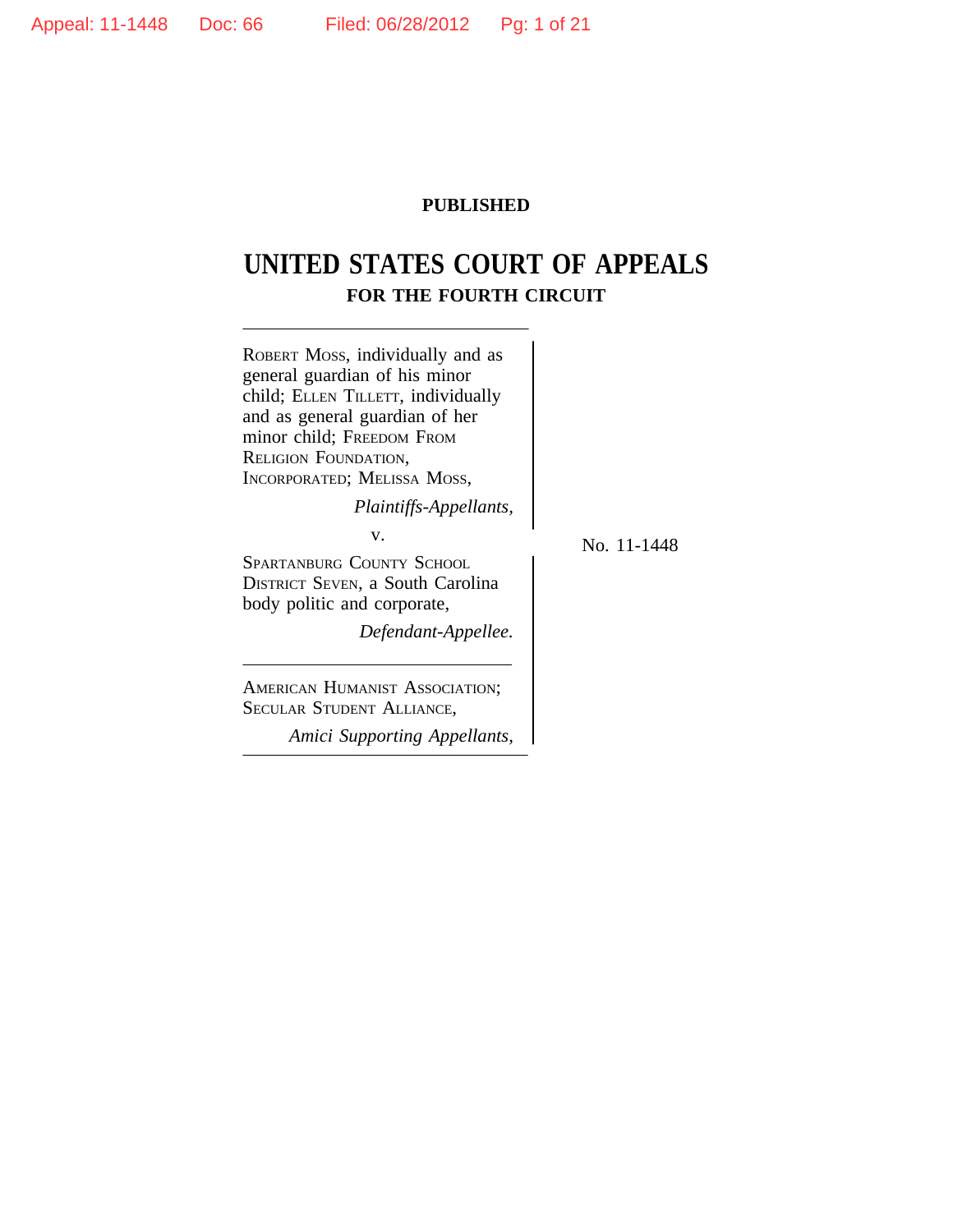**PUBLISHED**

# UNITED STATES COURT OF APPEALS
## FOR THE FOURTH CIRCUIT

ROBERT MOSS, individually and as general guardian of his minor child; ELLEN TILLETT, individually and as general guardian of her minor child; FREEDOM FROM RELIGION FOUNDATION, INCORPORATED; MELISSA MOSS,

*Plaintiffs-Appellants,*

v.

SPARTANBURG COUNTY SCHOOL DISTRICT SEVEN, a South Carolina body politic and corporate,

*Defendant-Appellee.*

AMERICAN HUMANIST ASSOCIATION; SECULAR STUDENT ALLIANCE,

*Amici Supporting Appellants,*

No. 11-1448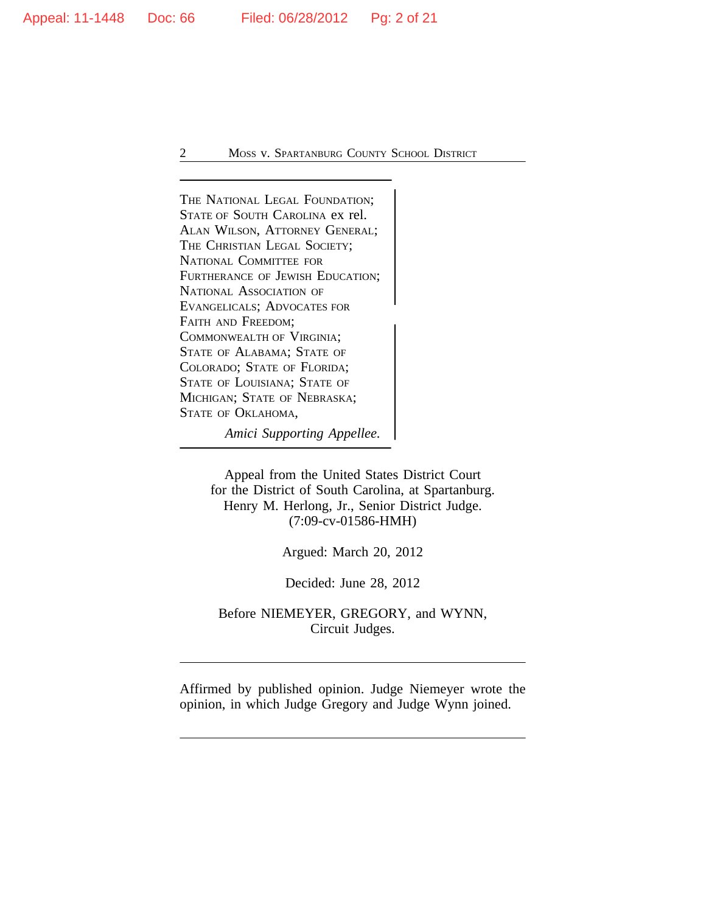THE NATIONAL LEGAL FOUNDATION;
STATE OF SOUTH CAROLINA ex rel.
ALAN WILSON, ATTORNEY GENERAL;
THE CHRISTIAN LEGAL SOCIETY;
NATIONAL COMMITTEE FOR
FURTHERANCE OF JEWISH EDUCATION;
NATIONAL ASSOCIATION OF
EVANGELICALS; ADVOCATES FOR
FAITH AND FREEDOM;
COMMONWEALTH OF VIRGINIA;
STATE OF ALABAMA; STATE OF
COLORADO; STATE OF FLORIDA;
STATE OF LOUISIANA; STATE OF
MICHIGAN; STATE OF NEBRASKA;
STATE OF OKLAHOMA,

*Amici Supporting Appellee.*

---

Appeal from the United States District Court
for the District of South Carolina, at Spartanburg.
Henry M. Herlong, Jr., Senior District Judge.
(7:09-cv-01586-HMH)

Argued: March 20, 2012

Decided: June 28, 2012

Before NIEMEYER, GREGORY, and WYNN,
Circuit Judges.

---

Affirmed by published opinion. Judge Niemeyer wrote the opinion, in which Judge Gregory and Judge Wynn joined.

---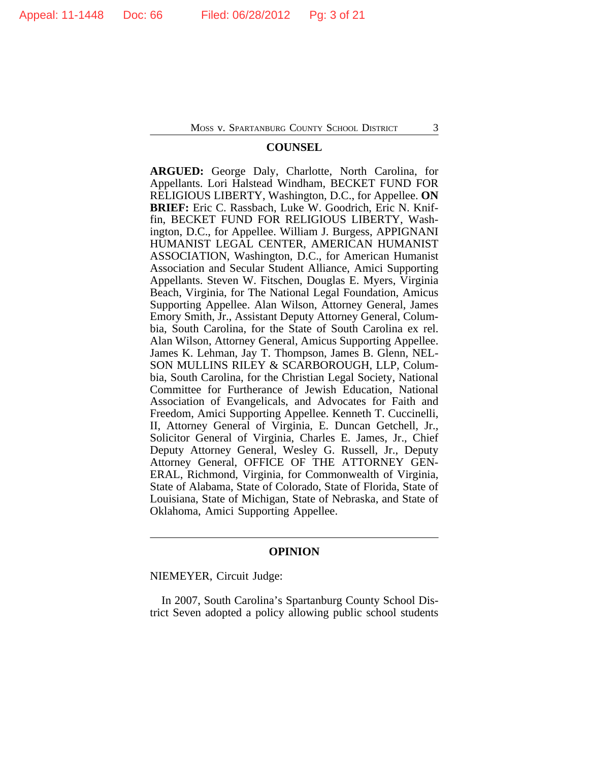## COUNSEL

**ARGUED:** George Daly, Charlotte, North Carolina, for Appellants. Lori Halstead Windham, BECKET FUND FOR RELIGIOUS LIBERTY, Washington, D.C., for Appellee. **ON BRIEF:** Eric C. Rassbach, Luke W. Goodrich, Eric N. Kniffin, BECKET FUND FOR RELIGIOUS LIBERTY, Washington, D.C., for Appellee. William J. Burgess, APPIGNANI HUMANIST LEGAL CENTER, AMERICAN HUMANIST ASSOCIATION, Washington, D.C., for American Humanist Association and Secular Student Alliance, Amici Supporting Appellants. Steven W. Fitschen, Douglas E. Myers, Virginia Beach, Virginia, for The National Legal Foundation, Amicus Supporting Appellee. Alan Wilson, Attorney General, James Emory Smith, Jr., Assistant Deputy Attorney General, Columbia, South Carolina, for the State of South Carolina ex rel. Alan Wilson, Attorney General, Amicus Supporting Appellee. James K. Lehman, Jay T. Thompson, James B. Glenn, NELSON MULLINS RILEY & SCARBOROUGH, LLP, Columbia, South Carolina, for the Christian Legal Society, National Committee for Furtherance of Jewish Education, National Association of Evangelicals, and Advocates for Faith and Freedom, Amici Supporting Appellee. Kenneth T. Cuccinelli, II, Attorney General of Virginia, E. Duncan Getchell, Jr., Solicitor General of Virginia, Charles E. James, Jr., Chief Deputy Attorney General, Wesley G. Russell, Jr., Deputy Attorney General, OFFICE OF THE ATTORNEY GENERAL, Richmond, Virginia, for Commonwealth of Virginia, State of Alabama, State of Colorado, State of Florida, State of Louisiana, State of Michigan, State of Nebraska, and State of Oklahoma, Amici Supporting Appellee.

---

## OPINION

NIEMEYER, Circuit Judge:

In 2007, South Carolina's Spartanburg County School District Seven adopted a policy allowing public school students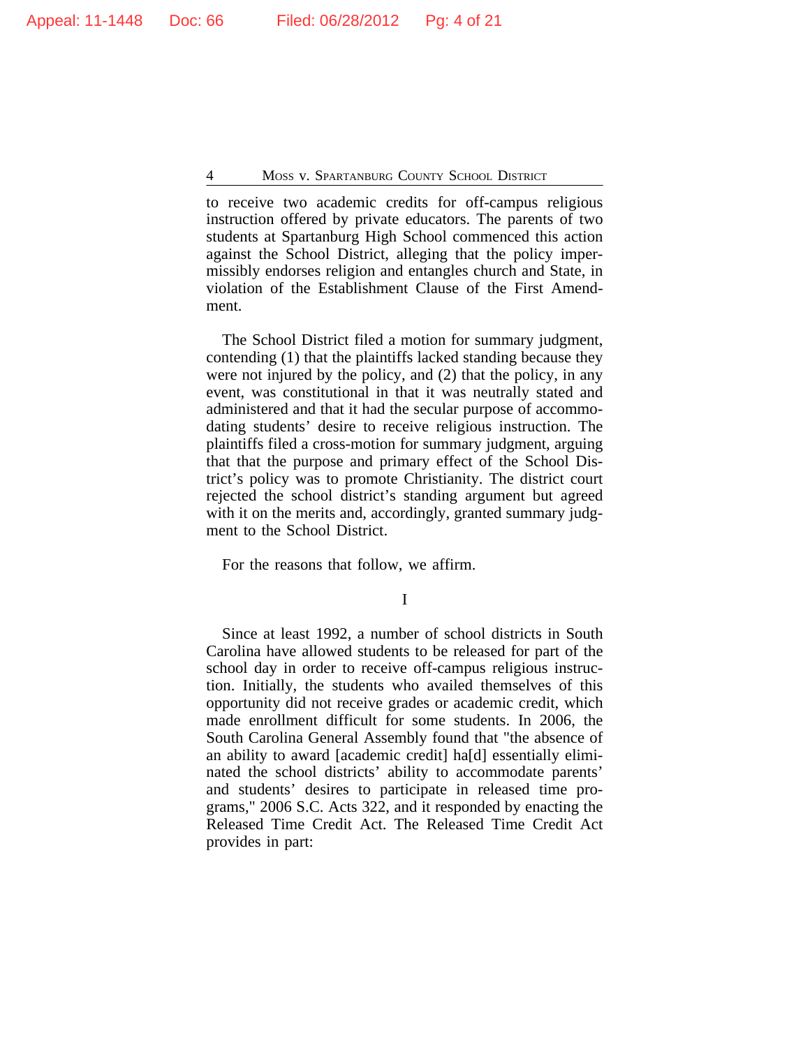to receive two academic credits for off-campus religious instruction offered by private educators. The parents of two students at Spartanburg High School commenced this action against the School District, alleging that the policy impermissibly endorses religion and entangles church and State, in violation of the Establishment Clause of the First Amendment.

The School District filed a motion for summary judgment, contending (1) that the plaintiffs lacked standing because they were not injured by the policy, and (2) that the policy, in any event, was constitutional in that it was neutrally stated and administered and that it had the secular purpose of accommodating students' desire to receive religious instruction. The plaintiffs filed a cross-motion for summary judgment, arguing that that the purpose and primary effect of the School District's policy was to promote Christianity. The district court rejected the school district's standing argument but agreed with it on the merits and, accordingly, granted summary judgment to the School District.

For the reasons that follow, we affirm.

## I

Since at least 1992, a number of school districts in South Carolina have allowed students to be released for part of the school day in order to receive off-campus religious instruction. Initially, the students who availed themselves of this opportunity did not receive grades or academic credit, which made enrollment difficult for some students. In 2006, the South Carolina General Assembly found that "the absence of an ability to award [academic credit] ha[d] essentially eliminated the school districts' ability to accommodate parents' and students' desires to participate in released time programs," 2006 S.C. Acts 322, and it responded by enacting the Released Time Credit Act. The Released Time Credit Act provides in part: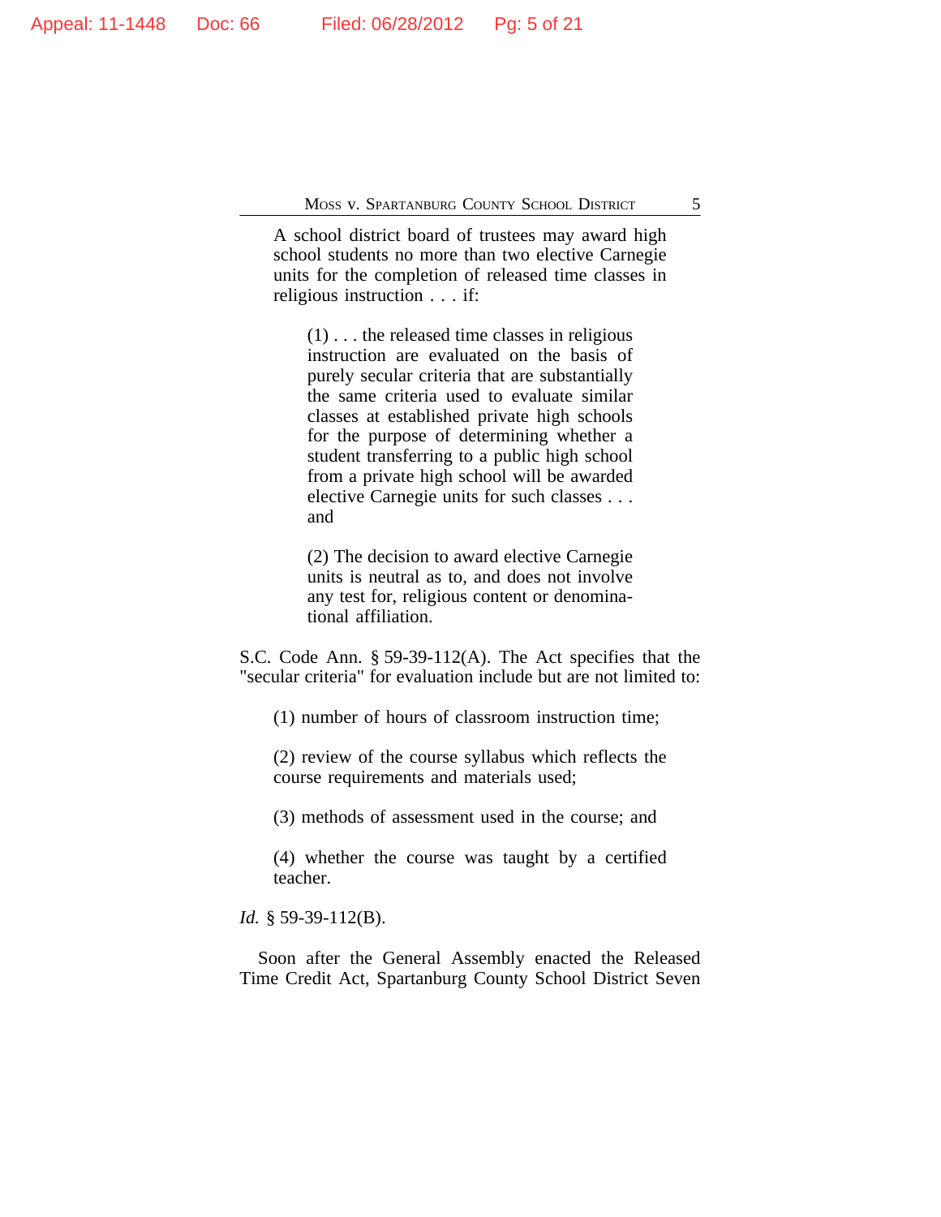> A school district board of trustees may award high school students no more than two elective Carnegie units for the completion of released time classes in religious instruction . . . if:
>
> > (1) . . . the released time classes in religious instruction are evaluated on the basis of purely secular criteria that are substantially the same criteria used to evaluate similar classes at established private high schools for the purpose of determining whether a student transferring to a public high school from a private high school will be awarded elective Carnegie units for such classes . . . and
> >
> > (2) The decision to award elective Carnegie units is neutral as to, and does not involve any test for, religious content or denominational affiliation.

S.C. Code Ann. § 59-39-112(A). The Act specifies that the "secular criteria" for evaluation include but are not limited to:

> (1) number of hours of classroom instruction time;
>
> (2) review of the course syllabus which reflects the course requirements and materials used;
>
> (3) methods of assessment used in the course; and
>
> (4) whether the course was taught by a certified teacher.

*Id.* § 59-39-112(B).

Soon after the General Assembly enacted the Released Time Credit Act, Spartanburg County School District Seven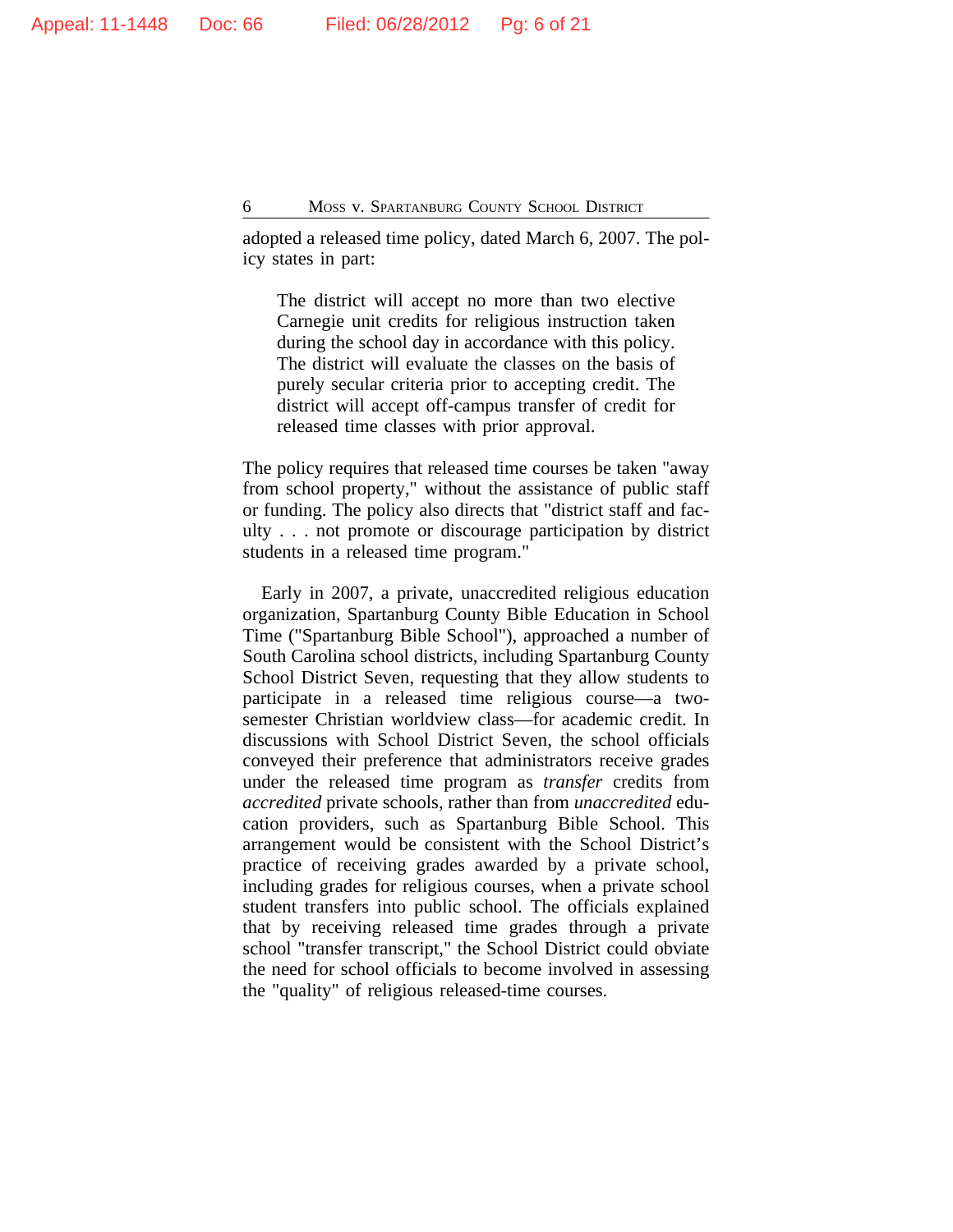adopted a released time policy, dated March 6, 2007. The policy states in part:

> The district will accept no more than two elective Carnegie unit credits for religious instruction taken during the school day in accordance with this policy. The district will evaluate the classes on the basis of purely secular criteria prior to accepting credit. The district will accept off-campus transfer of credit for released time classes with prior approval.

The policy requires that released time courses be taken "away from school property," without the assistance of public staff or funding. The policy also directs that "district staff and faculty . . . not promote or discourage participation by district students in a released time program."

Early in 2007, a private, unaccredited religious education organization, Spartanburg County Bible Education in School Time ("Spartanburg Bible School"), approached a number of South Carolina school districts, including Spartanburg County School District Seven, requesting that they allow students to participate in a released time religious course—a two-semester Christian worldview class—for academic credit. In discussions with School District Seven, the school officials conveyed their preference that administrators receive grades under the released time program as *transfer* credits from *accredited* private schools, rather than from *unaccredited* education providers, such as Spartanburg Bible School. This arrangement would be consistent with the School District's practice of receiving grades awarded by a private school, including grades for religious courses, when a private school student transfers into public school. The officials explained that by receiving released time grades through a private school "transfer transcript," the School District could obviate the need for school officials to become involved in assessing the "quality" of religious released-time courses.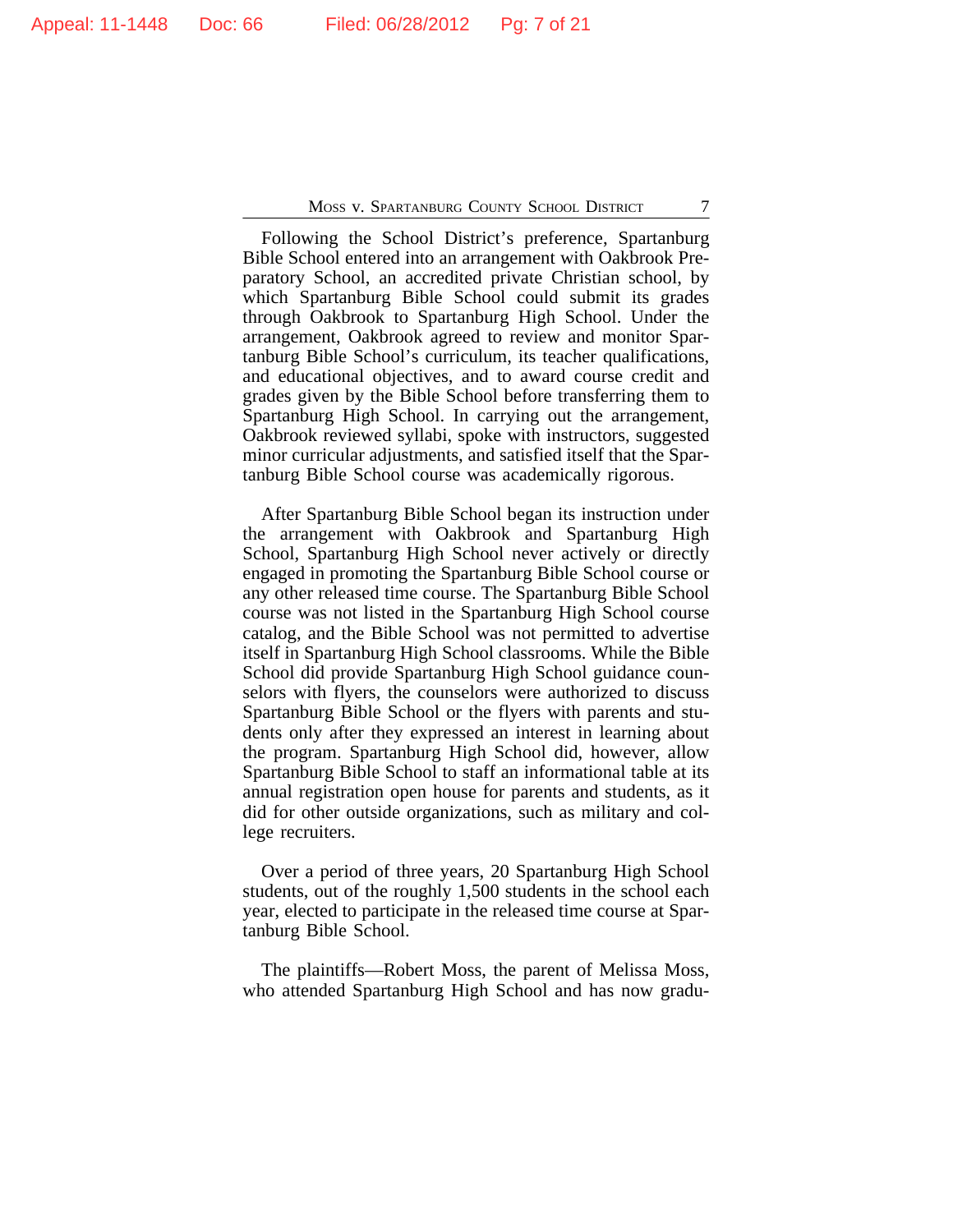Following the School District's preference, Spartanburg Bible School entered into an arrangement with Oakbrook Preparatory School, an accredited private Christian school, by which Spartanburg Bible School could submit its grades through Oakbrook to Spartanburg High School. Under the arrangement, Oakbrook agreed to review and monitor Spartanburg Bible School's curriculum, its teacher qualifications, and educational objectives, and to award course credit and grades given by the Bible School before transferring them to Spartanburg High School. In carrying out the arrangement, Oakbrook reviewed syllabi, spoke with instructors, suggested minor curricular adjustments, and satisfied itself that the Spartanburg Bible School course was academically rigorous.

After Spartanburg Bible School began its instruction under the arrangement with Oakbrook and Spartanburg High School, Spartanburg High School never actively or directly engaged in promoting the Spartanburg Bible School course or any other released time course. The Spartanburg Bible School course was not listed in the Spartanburg High School course catalog, and the Bible School was not permitted to advertise itself in Spartanburg High School classrooms. While the Bible School did provide Spartanburg High School guidance counselors with flyers, the counselors were authorized to discuss Spartanburg Bible School or the flyers with parents and students only after they expressed an interest in learning about the program. Spartanburg High School did, however, allow Spartanburg Bible School to staff an informational table at its annual registration open house for parents and students, as it did for other outside organizations, such as military and college recruiters.

Over a period of three years, 20 Spartanburg High School students, out of the roughly 1,500 students in the school each year, elected to participate in the released time course at Spartanburg Bible School.

The plaintiffs—Robert Moss, the parent of Melissa Moss, who attended Spartanburg High School and has now gradu-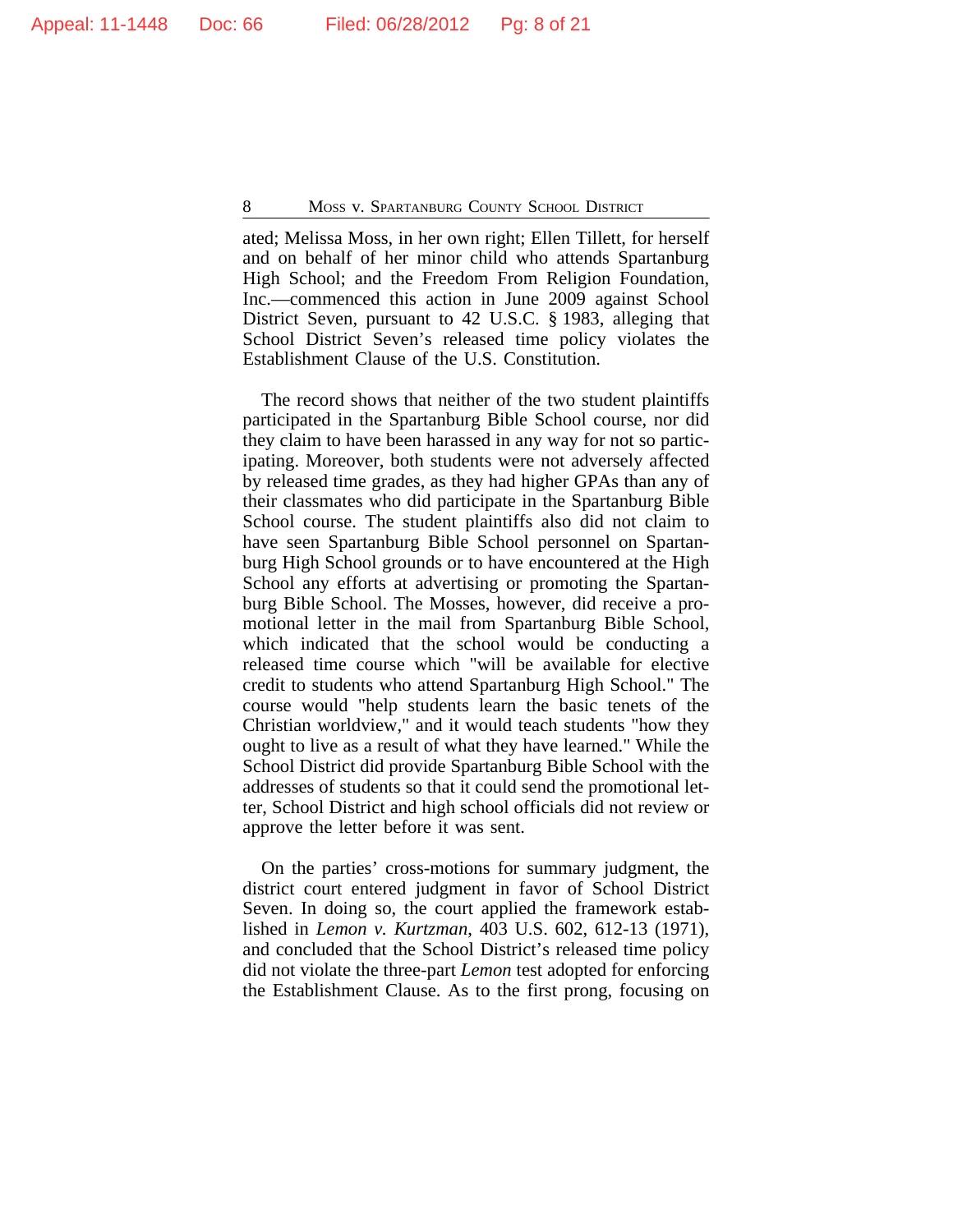ated; Melissa Moss, in her own right; Ellen Tillett, for herself and on behalf of her minor child who attends Spartanburg High School; and the Freedom From Religion Foundation, Inc.—commenced this action in June 2009 against School District Seven, pursuant to 42 U.S.C. § 1983, alleging that School District Seven's released time policy violates the Establishment Clause of the U.S. Constitution.

The record shows that neither of the two student plaintiffs participated in the Spartanburg Bible School course, nor did they claim to have been harassed in any way for not so participating. Moreover, both students were not adversely affected by released time grades, as they had higher GPAs than any of their classmates who did participate in the Spartanburg Bible School course. The student plaintiffs also did not claim to have seen Spartanburg Bible School personnel on Spartanburg High School grounds or to have encountered at the High School any efforts at advertising or promoting the Spartanburg Bible School. The Mosses, however, did receive a promotional letter in the mail from Spartanburg Bible School, which indicated that the school would be conducting a released time course which "will be available for elective credit to students who attend Spartanburg High School." The course would "help students learn the basic tenets of the Christian worldview," and it would teach students "how they ought to live as a result of what they have learned." While the School District did provide Spartanburg Bible School with the addresses of students so that it could send the promotional letter, School District and high school officials did not review or approve the letter before it was sent.

On the parties' cross-motions for summary judgment, the district court entered judgment in favor of School District Seven. In doing so, the court applied the framework established in *Lemon v. Kurtzman*, 403 U.S. 602, 612-13 (1971), and concluded that the School District's released time policy did not violate the three-part *Lemon* test adopted for enforcing the Establishment Clause. As to the first prong, focusing on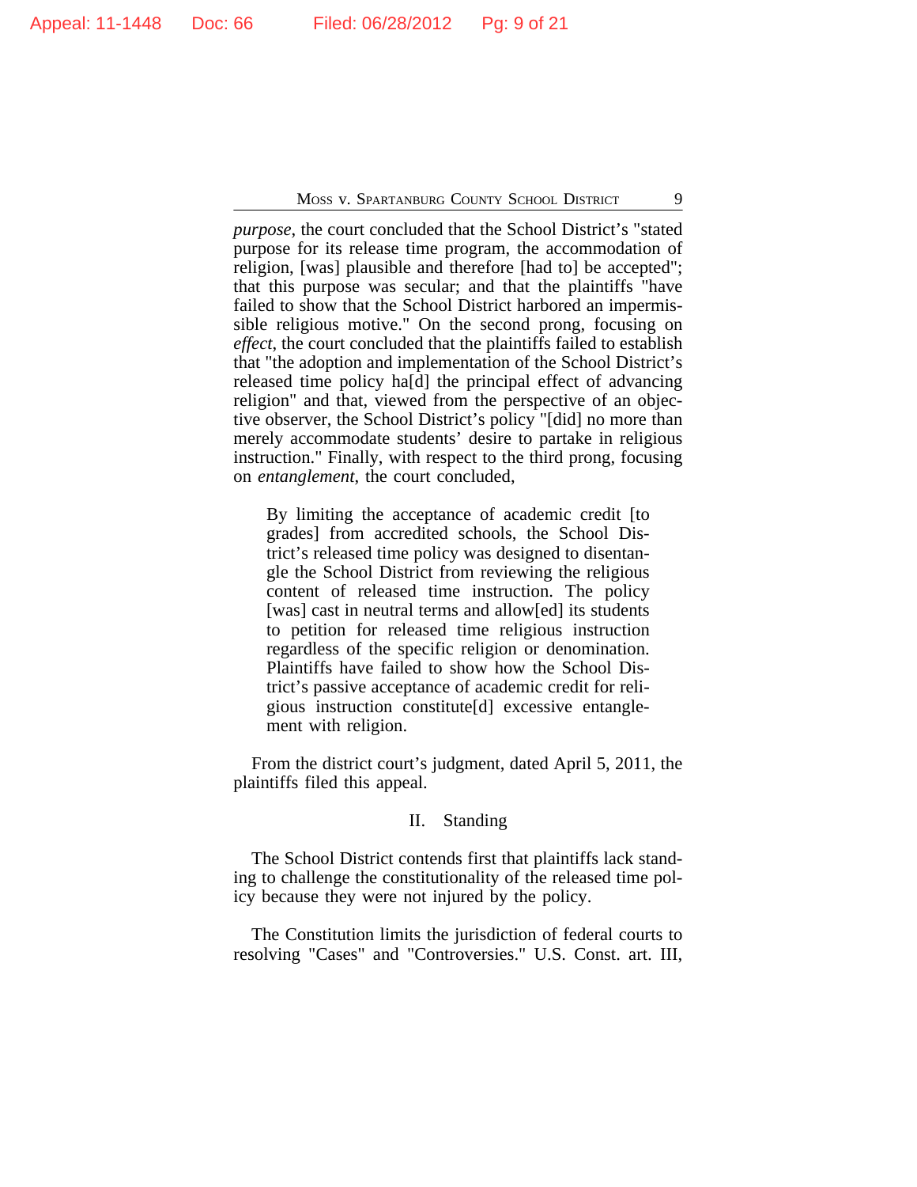*purpose*, the court concluded that the School District's "stated purpose for its release time program, the accommodation of religion, [was] plausible and therefore [had to] be accepted"; that this purpose was secular; and that the plaintiffs "have failed to show that the School District harbored an impermissible religious motive." On the second prong, focusing on *effect*, the court concluded that the plaintiffs failed to establish that "the adoption and implementation of the School District's released time policy ha[d] the principal effect of advancing religion" and that, viewed from the perspective of an objective observer, the School District's policy "[did] no more than merely accommodate students' desire to partake in religious instruction." Finally, with respect to the third prong, focusing on *entanglement*, the court concluded,

> By limiting the acceptance of academic credit [to grades] from accredited schools, the School District's released time policy was designed to disentangle the School District from reviewing the religious content of released time instruction. The policy [was] cast in neutral terms and allow[ed] its students to petition for released time religious instruction regardless of the specific religion or denomination. Plaintiffs have failed to show how the School District's passive acceptance of academic credit for religious instruction constitute[d] excessive entanglement with religion.

From the district court's judgment, dated April 5, 2011, the plaintiffs filed this appeal.

## II. Standing

The School District contends first that plaintiffs lack standing to challenge the constitutionality of the released time policy because they were not injured by the policy.

The Constitution limits the jurisdiction of federal courts to resolving "Cases" and "Controversies." U.S. Const. art. III,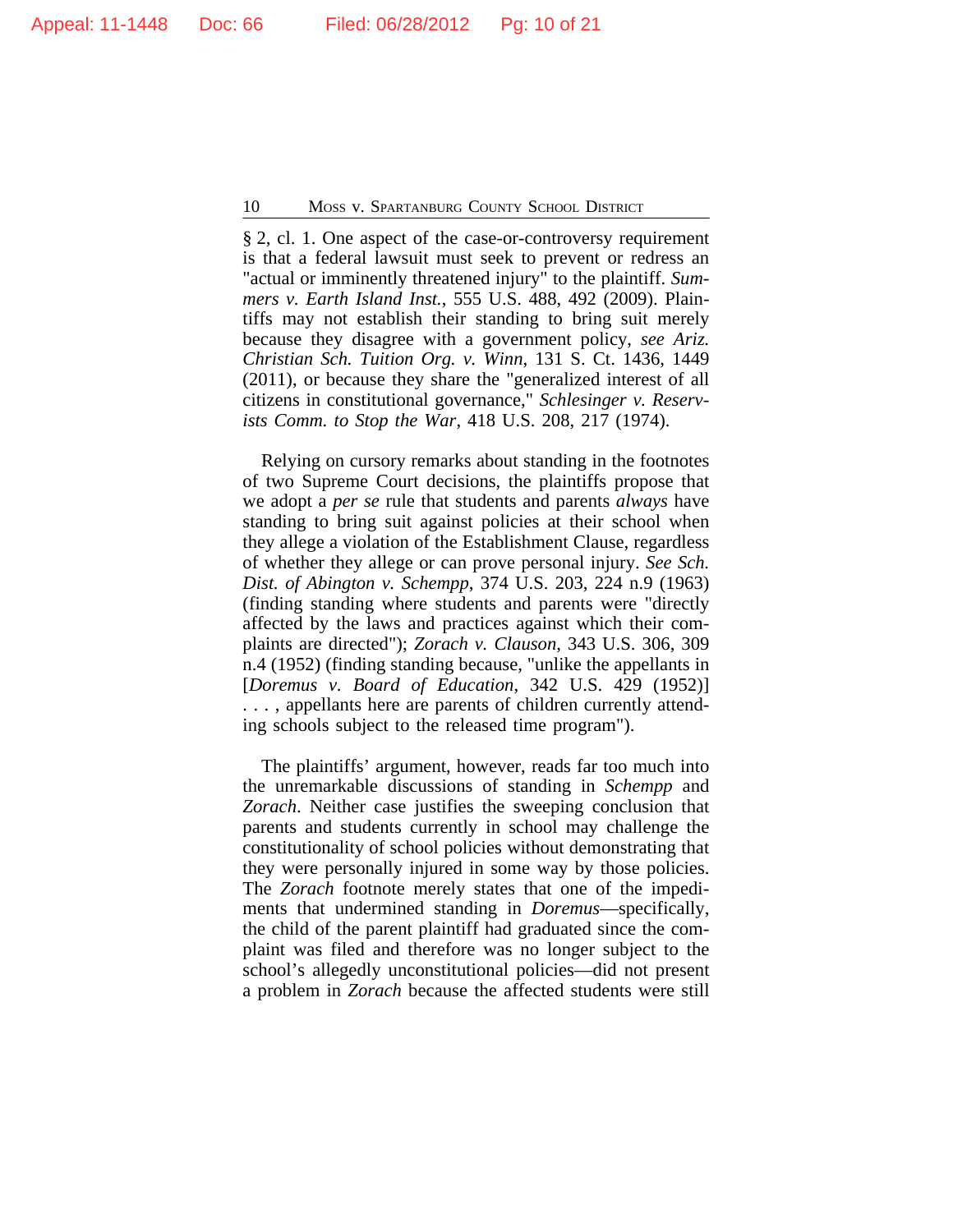§ 2, cl. 1. One aspect of the case-or-controversy requirement is that a federal lawsuit must seek to prevent or redress an "actual or imminently threatened injury" to the plaintiff. *Summers v. Earth Island Inst.*, 555 U.S. 488, 492 (2009). Plaintiffs may not establish their standing to bring suit merely because they disagree with a government policy, *see Ariz. Christian Sch. Tuition Org. v. Winn*, 131 S. Ct. 1436, 1449 (2011), or because they share the "generalized interest of all citizens in constitutional governance," *Schlesinger v. Reservists Comm. to Stop the War*, 418 U.S. 208, 217 (1974).

Relying on cursory remarks about standing in the footnotes of two Supreme Court decisions, the plaintiffs propose that we adopt a *per se* rule that students and parents *always* have standing to bring suit against policies at their school when they allege a violation of the Establishment Clause, regardless of whether they allege or can prove personal injury. *See Sch. Dist. of Abington v. Schempp*, 374 U.S. 203, 224 n.9 (1963) (finding standing where students and parents were "directly affected by the laws and practices against which their complaints are directed"); *Zorach v. Clauson*, 343 U.S. 306, 309 n.4 (1952) (finding standing because, "unlike the appellants in [*Doremus v. Board of Education*, 342 U.S. 429 (1952)] . . . , appellants here are parents of children currently attending schools subject to the released time program").

The plaintiffs' argument, however, reads far too much into the unremarkable discussions of standing in *Schempp* and *Zorach*. Neither case justifies the sweeping conclusion that parents and students currently in school may challenge the constitutionality of school policies without demonstrating that they were personally injured in some way by those policies. The *Zorach* footnote merely states that one of the impediments that undermined standing in *Doremus*—specifically, the child of the parent plaintiff had graduated since the complaint was filed and therefore was no longer subject to the school's allegedly unconstitutional policies—did not present a problem in *Zorach* because the affected students were still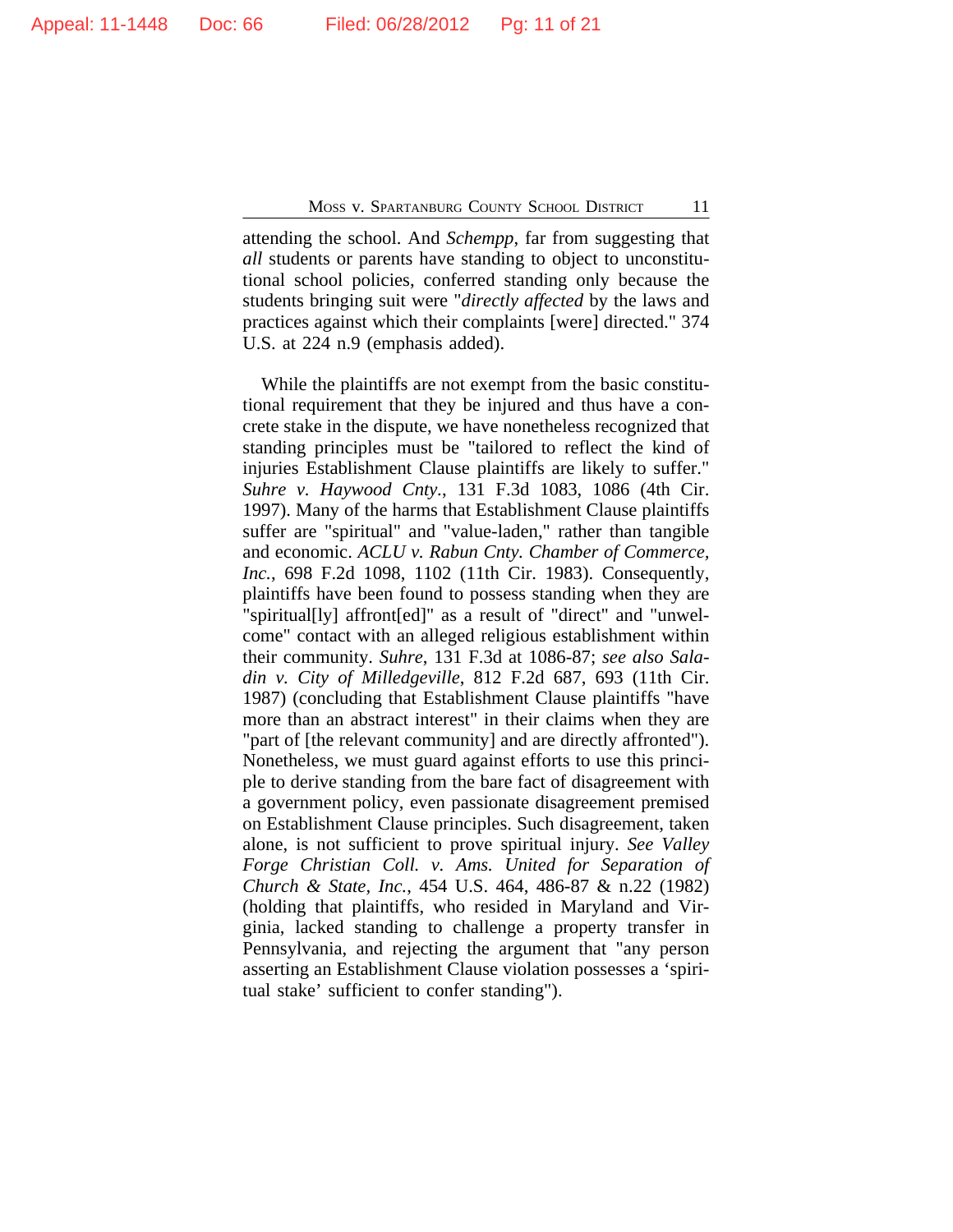attending the school. And *Schempp*, far from suggesting that *all* students or parents have standing to object to unconstitutional school policies, conferred standing only because the students bringing suit were "*directly affected* by the laws and practices against which their complaints [were] directed." 374 U.S. at 224 n.9 (emphasis added).

While the plaintiffs are not exempt from the basic constitutional requirement that they be injured and thus have a concrete stake in the dispute, we have nonetheless recognized that standing principles must be "tailored to reflect the kind of injuries Establishment Clause plaintiffs are likely to suffer." *Suhre v. Haywood Cnty.*, 131 F.3d 1083, 1086 (4th Cir. 1997). Many of the harms that Establishment Clause plaintiffs suffer are "spiritual" and "value-laden," rather than tangible and economic. *ACLU v. Rabun Cnty. Chamber of Commerce, Inc.*, 698 F.2d 1098, 1102 (11th Cir. 1983). Consequently, plaintiffs have been found to possess standing when they are "spiritual[ly] affront[ed]" as a result of "direct" and "unwelcome" contact with an alleged religious establishment within their community. *Suhre*, 131 F.3d at 1086-87; *see also Saladin v. City of Milledgeville*, 812 F.2d 687, 693 (11th Cir. 1987) (concluding that Establishment Clause plaintiffs "have more than an abstract interest" in their claims when they are "part of [the relevant community] and are directly affronted"). Nonetheless, we must guard against efforts to use this principle to derive standing from the bare fact of disagreement with a government policy, even passionate disagreement premised on Establishment Clause principles. Such disagreement, taken alone, is not sufficient to prove spiritual injury. *See Valley Forge Christian Coll. v. Ams. United for Separation of Church & State, Inc.*, 454 U.S. 464, 486-87 & n.22 (1982) (holding that plaintiffs, who resided in Maryland and Virginia, lacked standing to challenge a property transfer in Pennsylvania, and rejecting the argument that "any person asserting an Establishment Clause violation possesses a 'spiritual stake' sufficient to confer standing").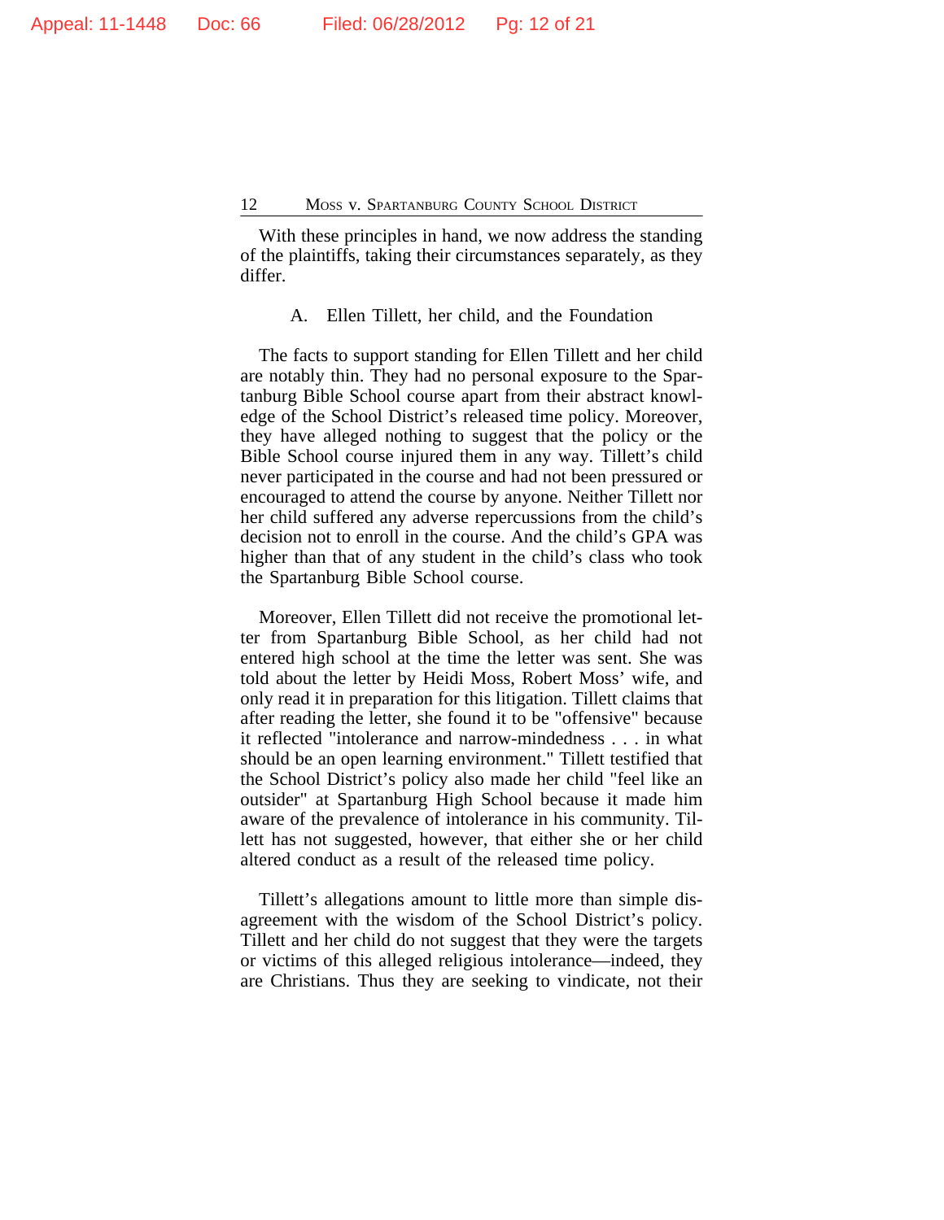With these principles in hand, we now address the standing of the plaintiffs, taking their circumstances separately, as they differ.

### A. Ellen Tillett, her child, and the Foundation

The facts to support standing for Ellen Tillett and her child are notably thin. They had no personal exposure to the Spartanburg Bible School course apart from their abstract knowledge of the School District's released time policy. Moreover, they have alleged nothing to suggest that the policy or the Bible School course injured them in any way. Tillett's child never participated in the course and had not been pressured or encouraged to attend the course by anyone. Neither Tillett nor her child suffered any adverse repercussions from the child's decision not to enroll in the course. And the child's GPA was higher than that of any student in the child's class who took the Spartanburg Bible School course.

Moreover, Ellen Tillett did not receive the promotional letter from Spartanburg Bible School, as her child had not entered high school at the time the letter was sent. She was told about the letter by Heidi Moss, Robert Moss' wife, and only read it in preparation for this litigation. Tillett claims that after reading the letter, she found it to be "offensive" because it reflected "intolerance and narrow-mindedness . . . in what should be an open learning environment." Tillett testified that the School District's policy also made her child "feel like an outsider" at Spartanburg High School because it made him aware of the prevalence of intolerance in his community. Tillett has not suggested, however, that either she or her child altered conduct as a result of the released time policy.

Tillett's allegations amount to little more than simple disagreement with the wisdom of the School District's policy. Tillett and her child do not suggest that they were the targets or victims of this alleged religious intolerance—indeed, they are Christians. Thus they are seeking to vindicate, not their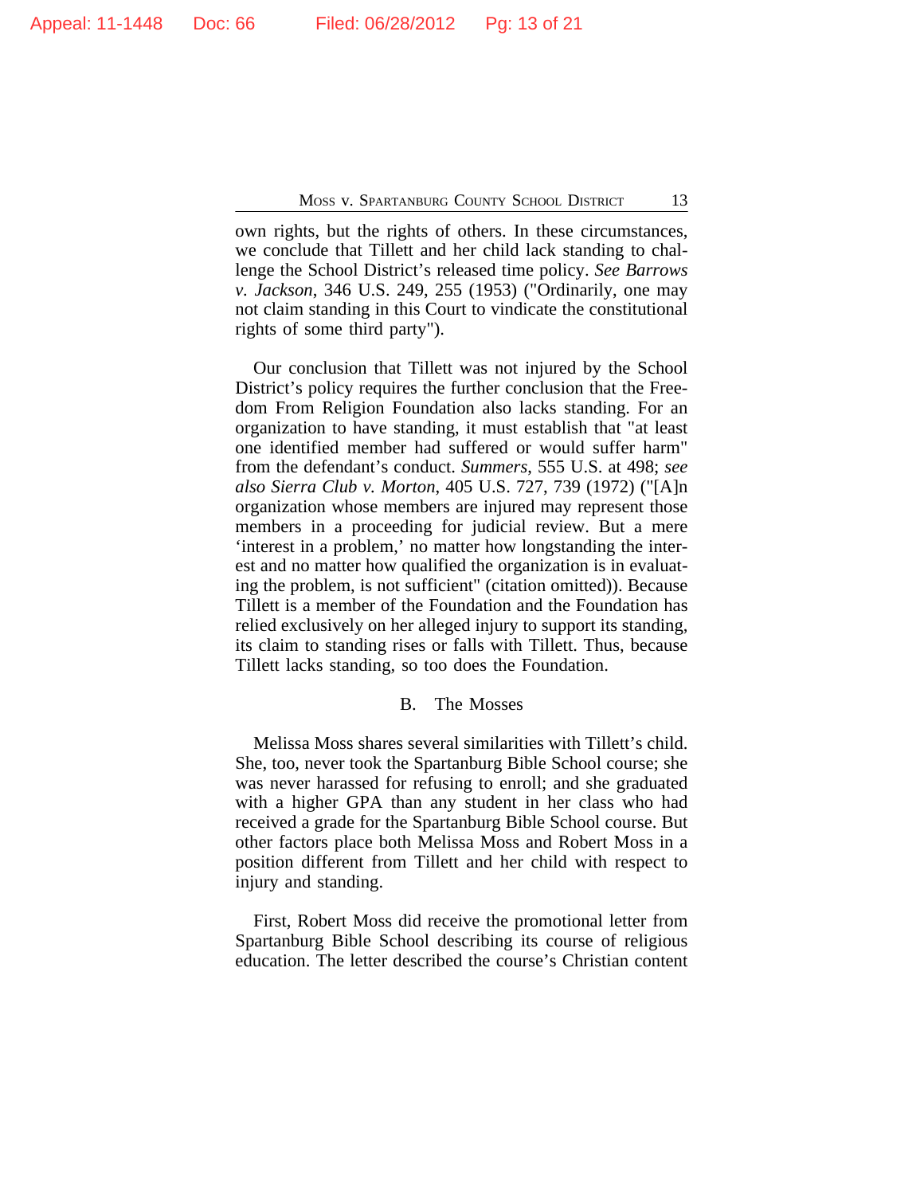own rights, but the rights of others. In these circumstances, we conclude that Tillett and her child lack standing to challenge the School District's released time policy. *See Barrows v. Jackson*, 346 U.S. 249, 255 (1953) ("Ordinarily, one may not claim standing in this Court to vindicate the constitutional rights of some third party").

Our conclusion that Tillett was not injured by the School District's policy requires the further conclusion that the Freedom From Religion Foundation also lacks standing. For an organization to have standing, it must establish that "at least one identified member had suffered or would suffer harm" from the defendant's conduct. *Summers*, 555 U.S. at 498; *see also Sierra Club v. Morton*, 405 U.S. 727, 739 (1972) ("[A]n organization whose members are injured may represent those members in a proceeding for judicial review. But a mere 'interest in a problem,' no matter how longstanding the interest and no matter how qualified the organization is in evaluating the problem, is not sufficient" (citation omitted)). Because Tillett is a member of the Foundation and the Foundation has relied exclusively on her alleged injury to support its standing, its claim to standing rises or falls with Tillett. Thus, because Tillett lacks standing, so too does the Foundation.

### B. The Mosses

Melissa Moss shares several similarities with Tillett's child. She, too, never took the Spartanburg Bible School course; she was never harassed for refusing to enroll; and she graduated with a higher GPA than any student in her class who had received a grade for the Spartanburg Bible School course. But other factors place both Melissa Moss and Robert Moss in a position different from Tillett and her child with respect to injury and standing.

First, Robert Moss did receive the promotional letter from Spartanburg Bible School describing its course of religious education. The letter described the course's Christian content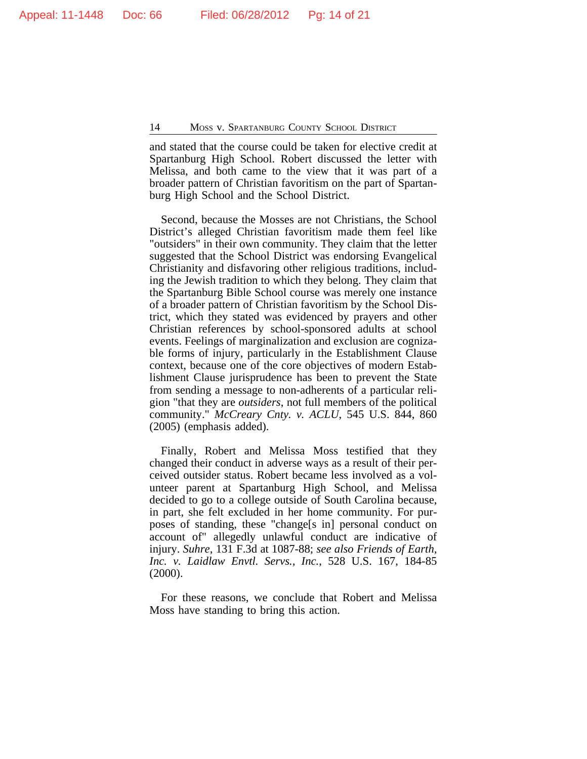and stated that the course could be taken for elective credit at Spartanburg High School. Robert discussed the letter with Melissa, and both came to the view that it was part of a broader pattern of Christian favoritism on the part of Spartanburg High School and the School District.

Second, because the Mosses are not Christians, the School District's alleged Christian favoritism made them feel like "outsiders" in their own community. They claim that the letter suggested that the School District was endorsing Evangelical Christianity and disfavoring other religious traditions, including the Jewish tradition to which they belong. They claim that the Spartanburg Bible School course was merely one instance of a broader pattern of Christian favoritism by the School District, which they stated was evidenced by prayers and other Christian references by school-sponsored adults at school events. Feelings of marginalization and exclusion are cognizable forms of injury, particularly in the Establishment Clause context, because one of the core objectives of modern Establishment Clause jurisprudence has been to prevent the State from sending a message to non-adherents of a particular religion "that they are *outsiders*, not full members of the political community." *McCreary Cnty. v. ACLU*, 545 U.S. 844, 860 (2005) (emphasis added).

Finally, Robert and Melissa Moss testified that they changed their conduct in adverse ways as a result of their perceived outsider status. Robert became less involved as a volunteer parent at Spartanburg High School, and Melissa decided to go to a college outside of South Carolina because, in part, she felt excluded in her home community. For purposes of standing, these "change[s in] personal conduct on account of" allegedly unlawful conduct are indicative of injury. *Suhre*, 131 F.3d at 1087-88; *see also Friends of Earth, Inc. v. Laidlaw Envtl. Servs., Inc.*, 528 U.S. 167, 184-85 (2000).

For these reasons, we conclude that Robert and Melissa Moss have standing to bring this action.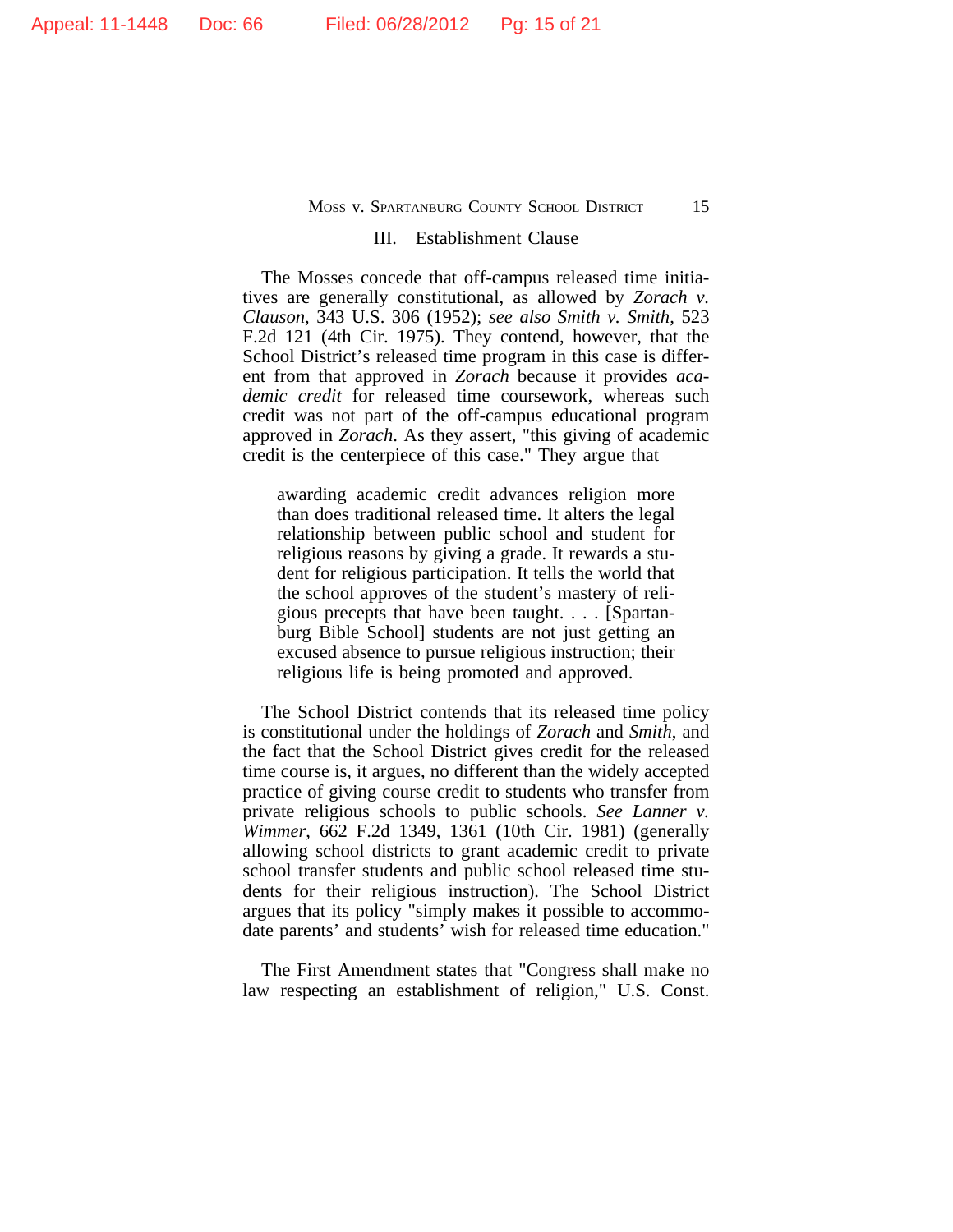## III. Establishment Clause

The Mosses concede that off-campus released time initiatives are generally constitutional, as allowed by *Zorach v. Clauson*, 343 U.S. 306 (1952); *see also Smith v. Smith*, 523 F.2d 121 (4th Cir. 1975). They contend, however, that the School District's released time program in this case is different from that approved in *Zorach* because it provides *academic credit* for released time coursework, whereas such credit was not part of the off-campus educational program approved in *Zorach*. As they assert, "this giving of academic credit is the centerpiece of this case." They argue that

> awarding academic credit advances religion more than does traditional released time. It alters the legal relationship between public school and student for religious reasons by giving a grade. It rewards a student for religious participation. It tells the world that the school approves of the student's mastery of religious precepts that have been taught. . . . [Spartanburg Bible School] students are not just getting an excused absence to pursue religious instruction; their religious life is being promoted and approved.

The School District contends that its released time policy is constitutional under the holdings of *Zorach* and *Smith*, and the fact that the School District gives credit for the released time course is, it argues, no different than the widely accepted practice of giving course credit to students who transfer from private religious schools to public schools. *See Lanner v. Wimmer*, 662 F.2d 1349, 1361 (10th Cir. 1981) (generally allowing school districts to grant academic credit to private school transfer students and public school released time students for their religious instruction). The School District argues that its policy "simply makes it possible to accommodate parents' and students' wish for released time education."

The First Amendment states that "Congress shall make no law respecting an establishment of religion," U.S. Const.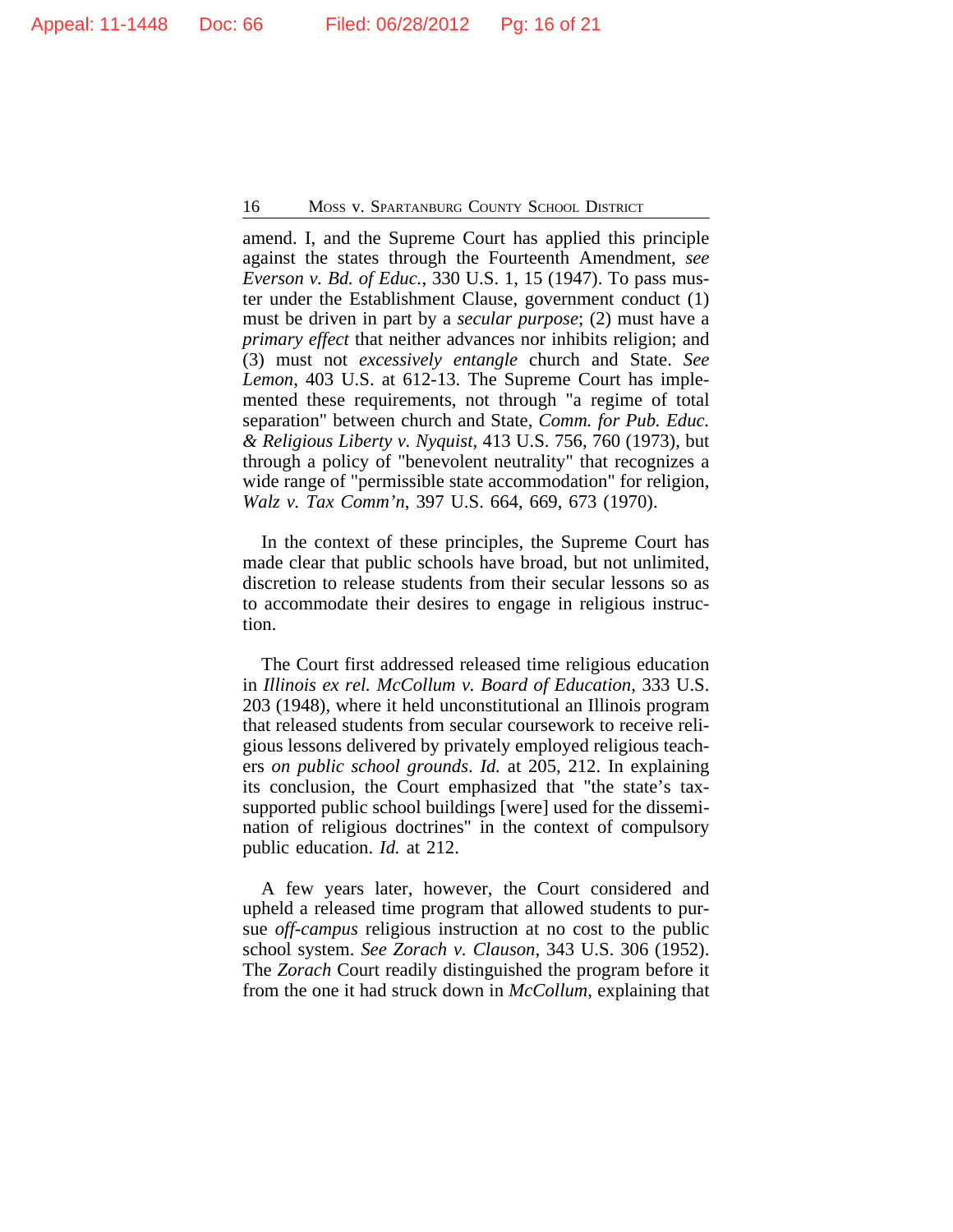amend. I, and the Supreme Court has applied this principle against the states through the Fourteenth Amendment, *see Everson v. Bd. of Educ.*, 330 U.S. 1, 15 (1947). To pass muster under the Establishment Clause, government conduct (1) must be driven in part by a *secular purpose*; (2) must have a *primary effect* that neither advances nor inhibits religion; and (3) must not *excessively entangle* church and State. *See Lemon*, 403 U.S. at 612-13. The Supreme Court has implemented these requirements, not through "a regime of total separation" between church and State, *Comm. for Pub. Educ. & Religious Liberty v. Nyquist*, 413 U.S. 756, 760 (1973), but through a policy of "benevolent neutrality" that recognizes a wide range of "permissible state accommodation" for religion, *Walz v. Tax Comm'n*, 397 U.S. 664, 669, 673 (1970).

In the context of these principles, the Supreme Court has made clear that public schools have broad, but not unlimited, discretion to release students from their secular lessons so as to accommodate their desires to engage in religious instruction.

The Court first addressed released time religious education in *Illinois ex rel. McCollum v. Board of Education*, 333 U.S. 203 (1948), where it held unconstitutional an Illinois program that released students from secular coursework to receive religious lessons delivered by privately employed religious teachers *on public school grounds*. *Id.* at 205, 212. In explaining its conclusion, the Court emphasized that "the state's tax-supported public school buildings [were] used for the dissemination of religious doctrines" in the context of compulsory public education. *Id.* at 212.

A few years later, however, the Court considered and upheld a released time program that allowed students to pursue *off-campus* religious instruction at no cost to the public school system. *See Zorach v. Clauson*, 343 U.S. 306 (1952). The *Zorach* Court readily distinguished the program before it from the one it had struck down in *McCollum*, explaining that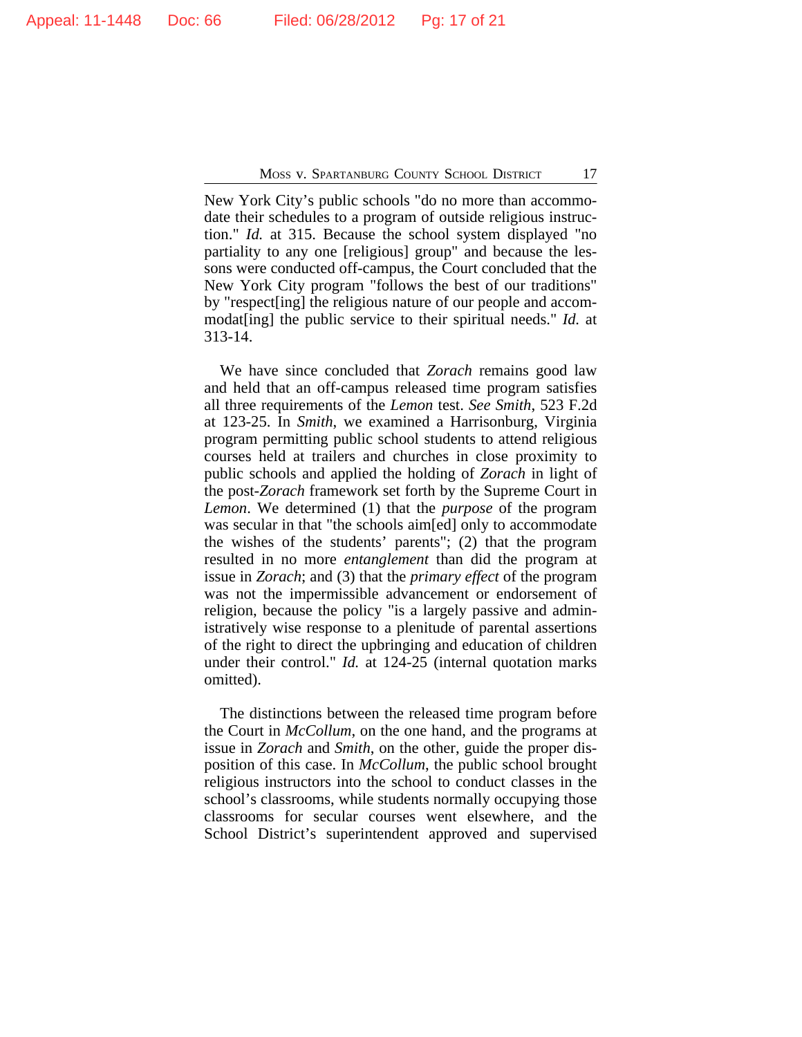New York City's public schools "do no more than accommodate their schedules to a program of outside religious instruction." *Id.* at 315. Because the school system displayed "no partiality to any one [religious] group" and because the lessons were conducted off-campus, the Court concluded that the New York City program "follows the best of our traditions" by "respect[ing] the religious nature of our people and accommodat[ing] the public service to their spiritual needs." *Id.* at 313-14.

We have since concluded that *Zorach* remains good law and held that an off-campus released time program satisfies all three requirements of the *Lemon* test. *See Smith*, 523 F.2d at 123-25. In *Smith*, we examined a Harrisonburg, Virginia program permitting public school students to attend religious courses held at trailers and churches in close proximity to public schools and applied the holding of *Zorach* in light of the post-*Zorach* framework set forth by the Supreme Court in *Lemon*. We determined (1) that the *purpose* of the program was secular in that "the schools aim[ed] only to accommodate the wishes of the students' parents"; (2) that the program resulted in no more *entanglement* than did the program at issue in *Zorach*; and (3) that the *primary effect* of the program was not the impermissible advancement or endorsement of religion, because the policy "is a largely passive and administratively wise response to a plenitude of parental assertions of the right to direct the upbringing and education of children under their control." *Id.* at 124-25 (internal quotation marks omitted).

The distinctions between the released time program before the Court in *McCollum*, on the one hand, and the programs at issue in *Zorach* and *Smith*, on the other, guide the proper disposition of this case. In *McCollum*, the public school brought religious instructors into the school to conduct classes in the school's classrooms, while students normally occupying those classrooms for secular courses went elsewhere, and the School District's superintendent approved and supervised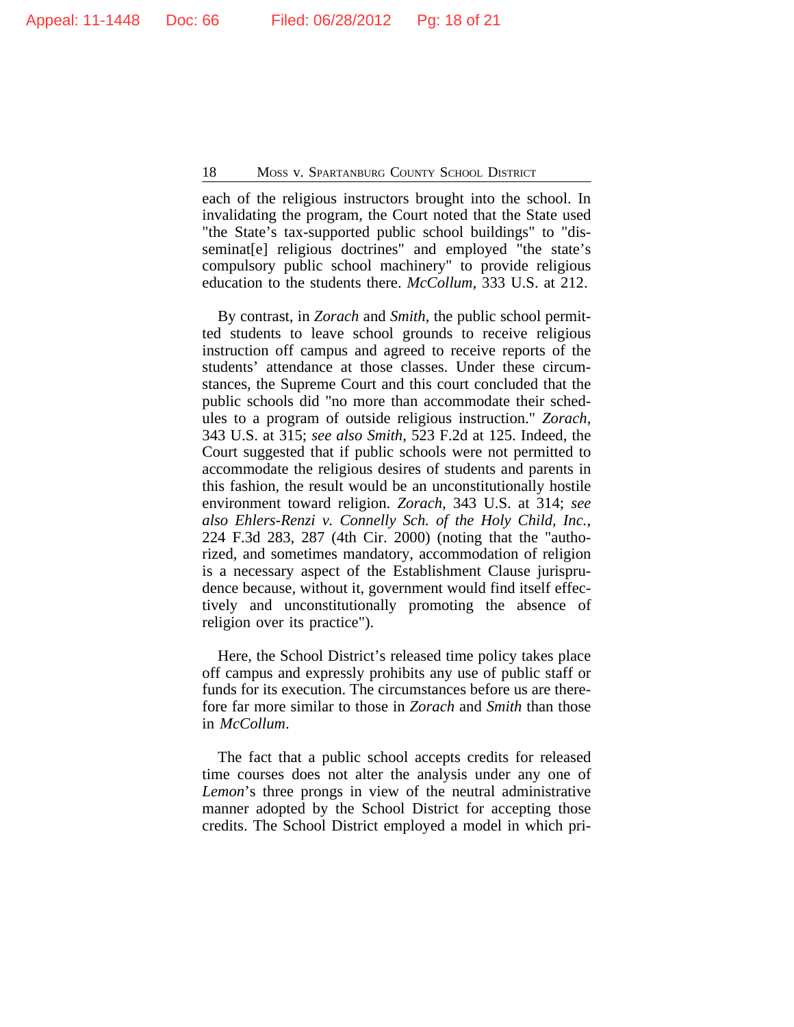each of the religious instructors brought into the school. In invalidating the program, the Court noted that the State used "the State's tax-supported public school buildings" to "disseminat[e] religious doctrines" and employed "the state's compulsory public school machinery" to provide religious education to the students there. *McCollum*, 333 U.S. at 212.

By contrast, in *Zorach* and *Smith*, the public school permitted students to leave school grounds to receive religious instruction off campus and agreed to receive reports of the students' attendance at those classes. Under these circumstances, the Supreme Court and this court concluded that the public schools did "no more than accommodate their schedules to a program of outside religious instruction." *Zorach*, 343 U.S. at 315; *see also Smith*, 523 F.2d at 125. Indeed, the Court suggested that if public schools were not permitted to accommodate the religious desires of students and parents in this fashion, the result would be an unconstitutionally hostile environment toward religion. *Zorach*, 343 U.S. at 314; *see also Ehlers-Renzi v. Connelly Sch. of the Holy Child, Inc.*, 224 F.3d 283, 287 (4th Cir. 2000) (noting that the "authorized, and sometimes mandatory, accommodation of religion is a necessary aspect of the Establishment Clause jurisprudence because, without it, government would find itself effectively and unconstitutionally promoting the absence of religion over its practice").

Here, the School District's released time policy takes place off campus and expressly prohibits any use of public staff or funds for its execution. The circumstances before us are therefore far more similar to those in *Zorach* and *Smith* than those in *McCollum*.

The fact that a public school accepts credits for released time courses does not alter the analysis under any one of *Lemon*'s three prongs in view of the neutral administrative manner adopted by the School District for accepting those credits. The School District employed a model in which pri-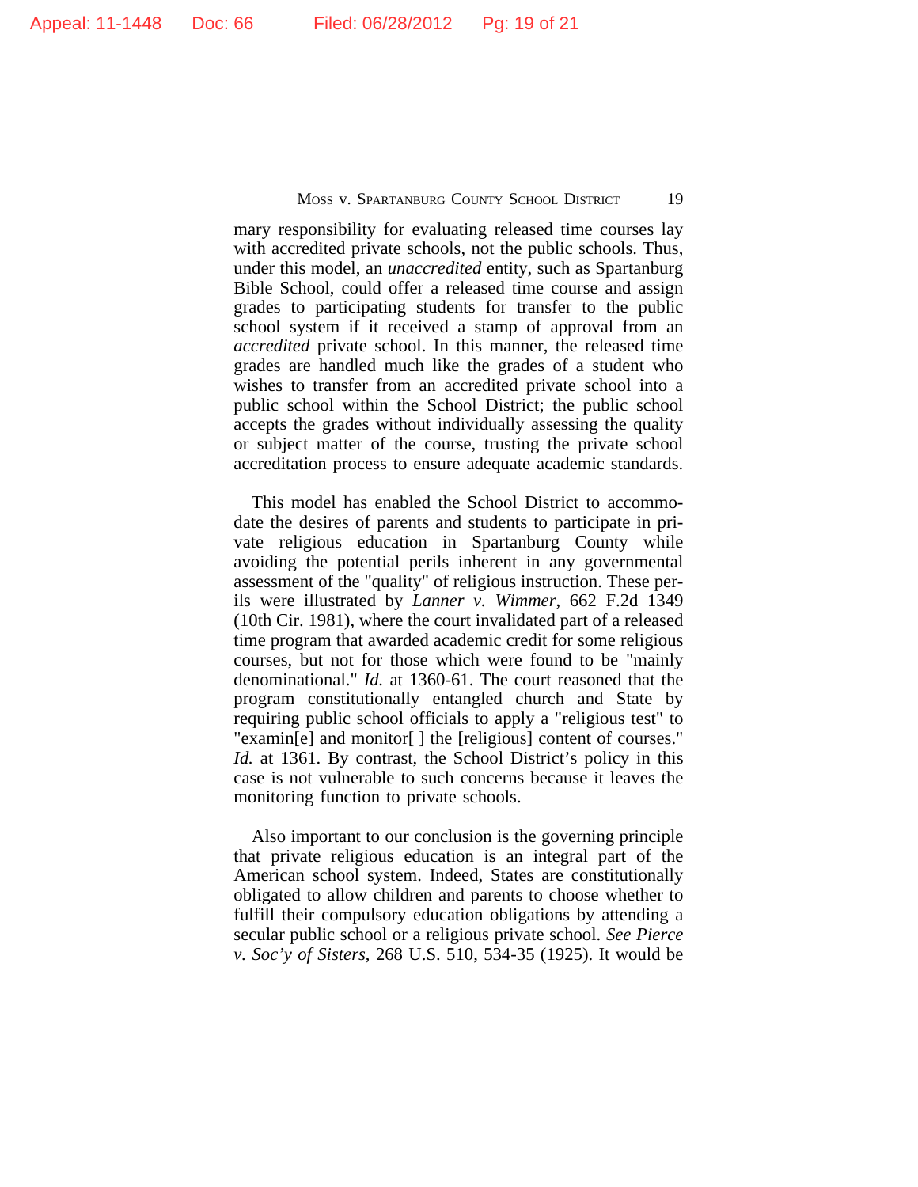mary responsibility for evaluating released time courses lay with accredited private schools, not the public schools. Thus, under this model, an *unaccredited* entity, such as Spartanburg Bible School, could offer a released time course and assign grades to participating students for transfer to the public school system if it received a stamp of approval from an *accredited* private school. In this manner, the released time grades are handled much like the grades of a student who wishes to transfer from an accredited private school into a public school within the School District; the public school accepts the grades without individually assessing the quality or subject matter of the course, trusting the private school accreditation process to ensure adequate academic standards.

This model has enabled the School District to accommodate the desires of parents and students to participate in private religious education in Spartanburg County while avoiding the potential perils inherent in any governmental assessment of the "quality" of religious instruction. These perils were illustrated by *Lanner v. Wimmer*, 662 F.2d 1349 (10th Cir. 1981), where the court invalidated part of a released time program that awarded academic credit for some religious courses, but not for those which were found to be "mainly denominational." *Id.* at 1360-61. The court reasoned that the program constitutionally entangled church and State by requiring public school officials to apply a "religious test" to "examin[e] and monitor[ ] the [religious] content of courses." *Id.* at 1361. By contrast, the School District's policy in this case is not vulnerable to such concerns because it leaves the monitoring function to private schools.

Also important to our conclusion is the governing principle that private religious education is an integral part of the American school system. Indeed, States are constitutionally obligated to allow children and parents to choose whether to fulfill their compulsory education obligations by attending a secular public school or a religious private school. *See Pierce v. Soc'y of Sisters*, 268 U.S. 510, 534-35 (1925). It would be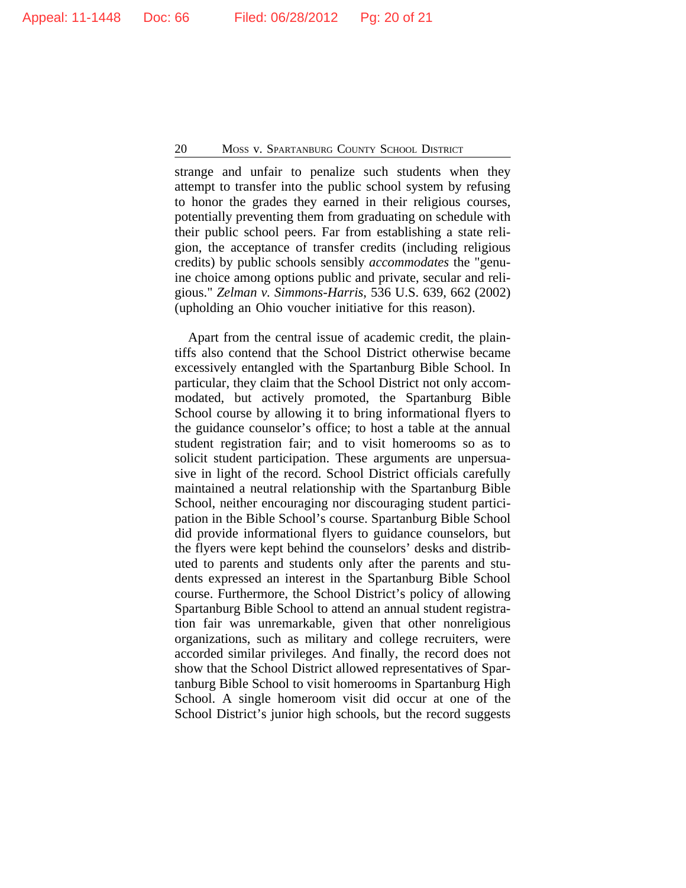strange and unfair to penalize such students when they attempt to transfer into the public school system by refusing to honor the grades they earned in their religious courses, potentially preventing them from graduating on schedule with their public school peers. Far from establishing a state religion, the acceptance of transfer credits (including religious credits) by public schools sensibly *accommodates* the "genuine choice among options public and private, secular and religious." *Zelman v. Simmons-Harris*, 536 U.S. 639, 662 (2002) (upholding an Ohio voucher initiative for this reason).

Apart from the central issue of academic credit, the plaintiffs also contend that the School District otherwise became excessively entangled with the Spartanburg Bible School. In particular, they claim that the School District not only accommodated, but actively promoted, the Spartanburg Bible School course by allowing it to bring informational flyers to the guidance counselor's office; to host a table at the annual student registration fair; and to visit homerooms so as to solicit student participation. These arguments are unpersuasive in light of the record. School District officials carefully maintained a neutral relationship with the Spartanburg Bible School, neither encouraging nor discouraging student participation in the Bible School's course. Spartanburg Bible School did provide informational flyers to guidance counselors, but the flyers were kept behind the counselors' desks and distributed to parents and students only after the parents and students expressed an interest in the Spartanburg Bible School course. Furthermore, the School District's policy of allowing Spartanburg Bible School to attend an annual student registration fair was unremarkable, given that other nonreligious organizations, such as military and college recruiters, were accorded similar privileges. And finally, the record does not show that the School District allowed representatives of Spartanburg Bible School to visit homerooms in Spartanburg High School. A single homeroom visit did occur at one of the School District's junior high schools, but the record suggests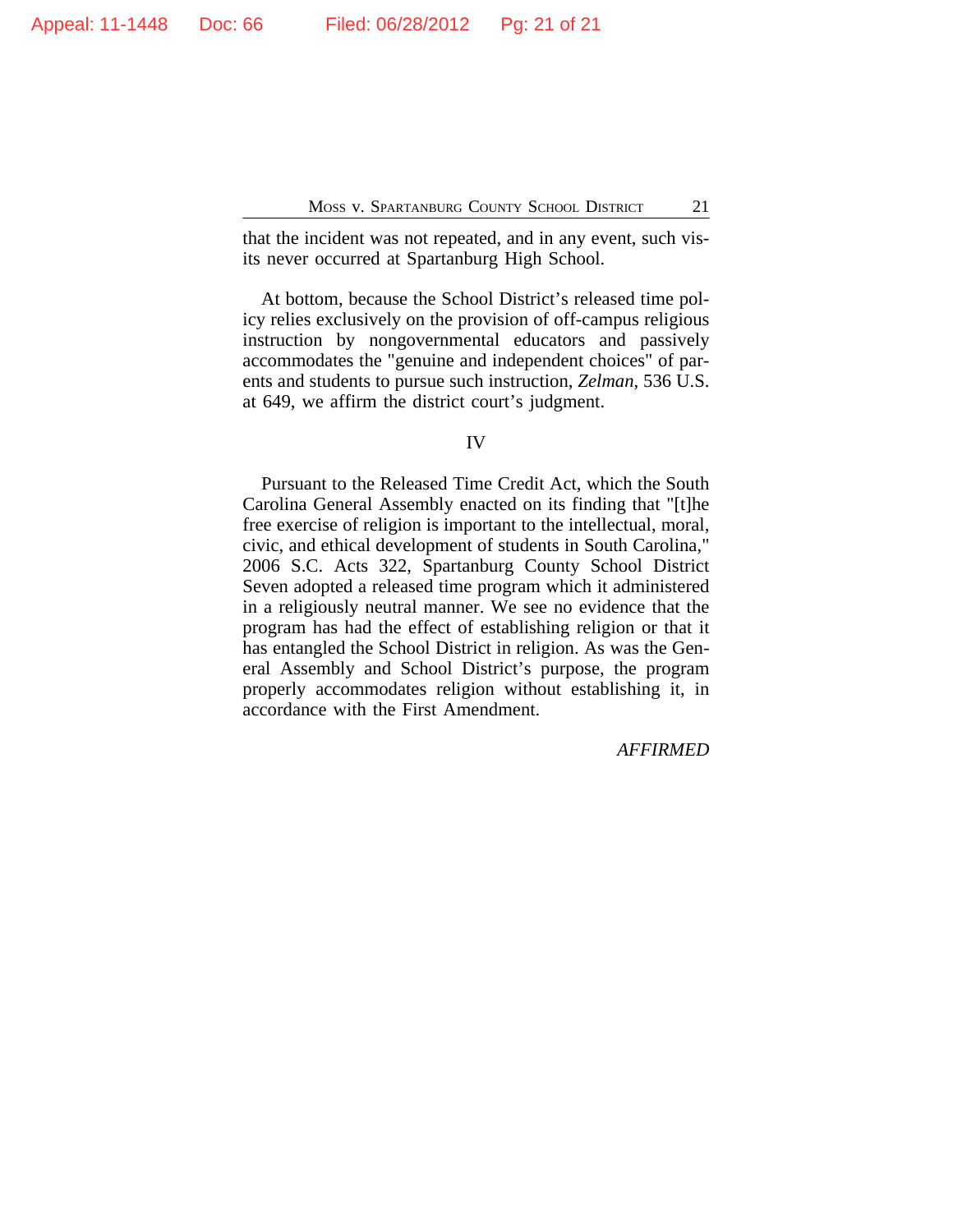that the incident was not repeated, and in any event, such visits never occurred at Spartanburg High School.

At bottom, because the School District's released time policy relies exclusively on the provision of off-campus religious instruction by nongovernmental educators and passively accommodates the "genuine and independent choices" of parents and students to pursue such instruction, *Zelman*, 536 U.S. at 649, we affirm the district court's judgment.

## IV

Pursuant to the Released Time Credit Act, which the South Carolina General Assembly enacted on its finding that "[t]he free exercise of religion is important to the intellectual, moral, civic, and ethical development of students in South Carolina," 2006 S.C. Acts 322, Spartanburg County School District Seven adopted a released time program which it administered in a religiously neutral manner. We see no evidence that the program has had the effect of establishing religion or that it has entangled the School District in religion. As was the General Assembly and School District's purpose, the program properly accommodates religion without establishing it, in accordance with the First Amendment.

*AFFIRMED*